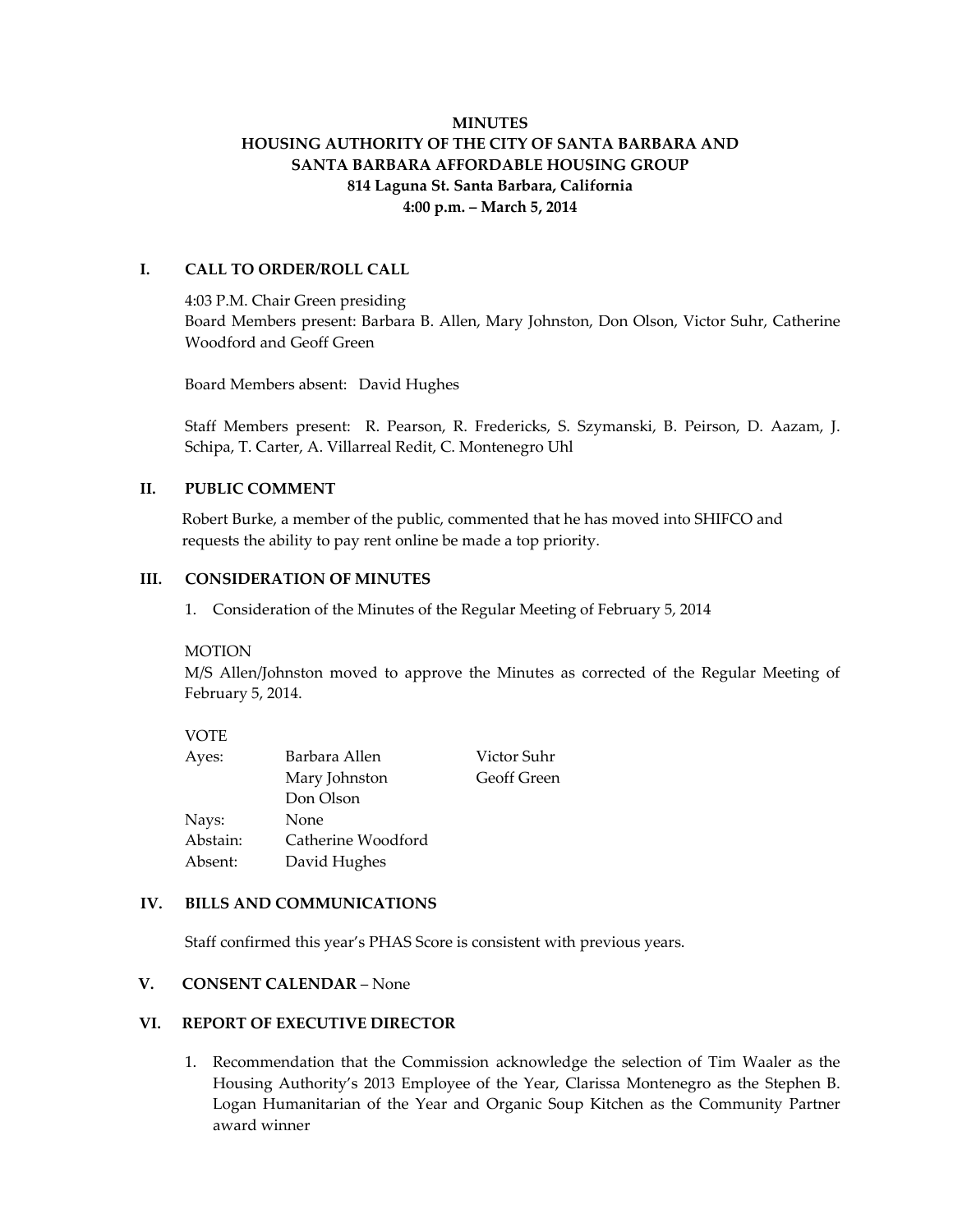# MINUTES
# HOUSING AUTHORITY OF THE CITY OF SANTA BARBARA AND SANTA BARBARA AFFORDABLE HOUSING GROUP
**814 Laguna St. Santa Barbara, California**
**4:00 p.m. – March 5, 2014**

## I. CALL TO ORDER/ROLL CALL

4:03 P.M. Chair Green presiding
Board Members present: Barbara B. Allen, Mary Johnston, Don Olson, Victor Suhr, Catherine Woodford and Geoff Green

Board Members absent: David Hughes

Staff Members present: R. Pearson, R. Fredericks, S. Szymanski, B. Peirson, D. Aazam, J. Schipa, T. Carter, A. Villarreal Redit, C. Montenegro Uhl

## II. PUBLIC COMMENT

Robert Burke, a member of the public, commented that he has moved into SHIFCO and requests the ability to pay rent online be made a top priority.

## III. CONSIDERATION OF MINUTES

1. Consideration of the Minutes of the Regular Meeting of February 5, 2014

MOTION
M/S Allen/Johnston moved to approve the Minutes as corrected of the Regular Meeting of February 5, 2014.

VOTE

| | | |
|---|---|---|
| Ayes: | Barbara Allen | Victor Suhr |
| | Mary Johnston | Geoff Green |
| | Don Olson | |
| Nays: | None | |
| Abstain: | Catherine Woodford | |
| Absent: | David Hughes | |

## IV. BILLS AND COMMUNICATIONS

Staff confirmed this year's PHAS Score is consistent with previous years.

## V. CONSENT CALENDAR – None

## VI. REPORT OF EXECUTIVE DIRECTOR

1. Recommendation that the Commission acknowledge the selection of Tim Waaler as the Housing Authority's 2013 Employee of the Year, Clarissa Montenegro as the Stephen B. Logan Humanitarian of the Year and Organic Soup Kitchen as the Community Partner award winner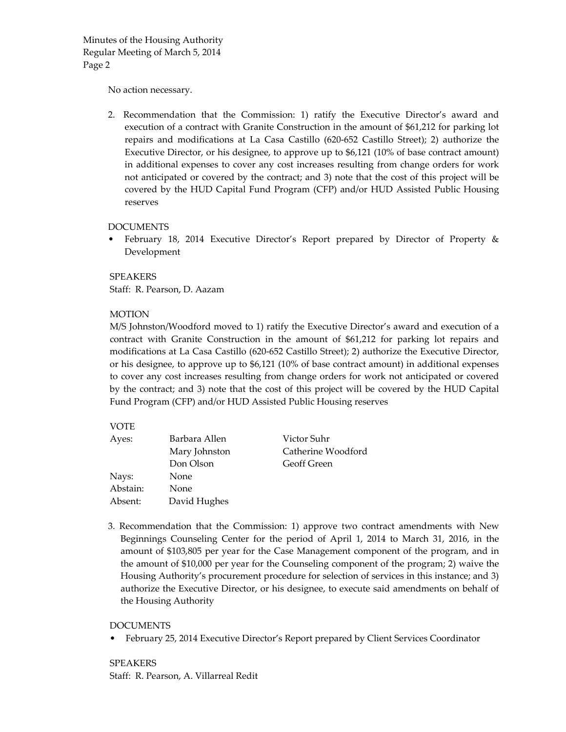No action necessary.

2. Recommendation that the Commission: 1) ratify the Executive Director's award and execution of a contract with Granite Construction in the amount of $61,212 for parking lot repairs and modifications at La Casa Castillo (620-652 Castillo Street); 2) authorize the Executive Director, or his designee, to approve up to $6,121 (10% of base contract amount) in additional expenses to cover any cost increases resulting from change orders for work not anticipated or covered by the contract; and 3) note that the cost of this project will be covered by the HUD Capital Fund Program (CFP) and/or HUD Assisted Public Housing reserves

DOCUMENTS

- February 18, 2014 Executive Director's Report prepared by Director of Property & Development

SPEAKERS

Staff: R. Pearson, D. Aazam

MOTION

M/S Johnston/Woodford moved to 1) ratify the Executive Director's award and execution of a contract with Granite Construction in the amount of $61,212 for parking lot repairs and modifications at La Casa Castillo (620-652 Castillo Street); 2) authorize the Executive Director, or his designee, to approve up to $6,121 (10% of base contract amount) in additional expenses to cover any cost increases resulting from change orders for work not anticipated or covered by the contract; and 3) note that the cost of this project will be covered by the HUD Capital Fund Program (CFP) and/or HUD Assisted Public Housing reserves

VOTE

| | | |
|---|---|---|
| Ayes: | Barbara Allen | Victor Suhr |
| | Mary Johnston | Catherine Woodford |
| | Don Olson | Geoff Green |
| Nays: | None | |
| Abstain: | None | |
| Absent: | David Hughes | |

3. Recommendation that the Commission: 1) approve two contract amendments with New Beginnings Counseling Center for the period of April 1, 2014 to March 31, 2016, in the amount of $103,805 per year for the Case Management component of the program, and in the amount of $10,000 per year for the Counseling component of the program; 2) waive the Housing Authority's procurement procedure for selection of services in this instance; and 3) authorize the Executive Director, or his designee, to execute said amendments on behalf of the Housing Authority

DOCUMENTS

- February 25, 2014 Executive Director's Report prepared by Client Services Coordinator

SPEAKERS

Staff: R. Pearson, A. Villarreal Redit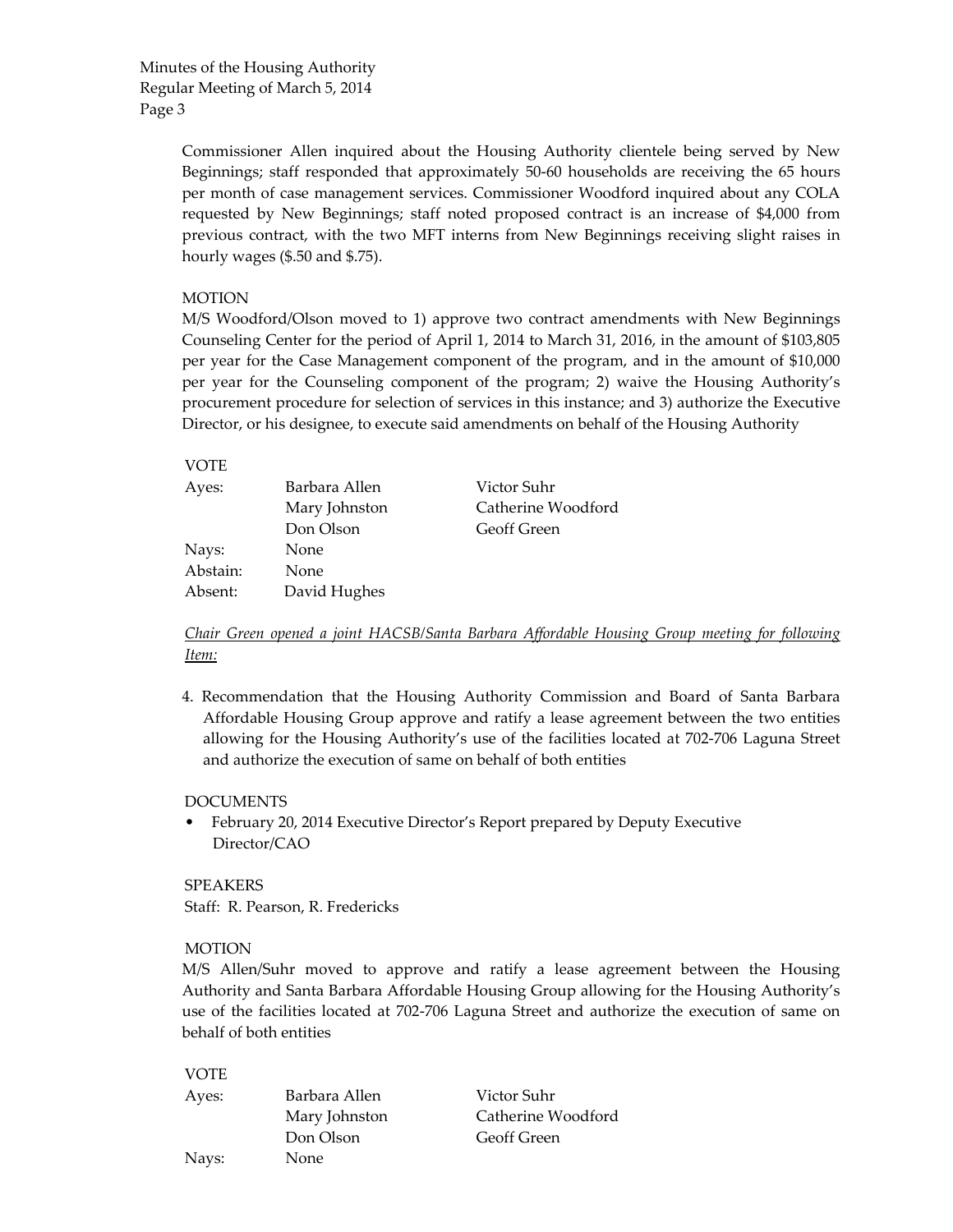Commissioner Allen inquired about the Housing Authority clientele being served by New Beginnings; staff responded that approximately 50-60 households are receiving the 65 hours per month of case management services. Commissioner Woodford inquired about any COLA requested by New Beginnings; staff noted proposed contract is an increase of $4,000 from previous contract, with the two MFT interns from New Beginnings receiving slight raises in hourly wages ($.50 and $.75).

MOTION

M/S Woodford/Olson moved to 1) approve two contract amendments with New Beginnings Counseling Center for the period of April 1, 2014 to March 31, 2016, in the amount of $103,805 per year for the Case Management component of the program, and in the amount of $10,000 per year for the Counseling component of the program; 2) waive the Housing Authority's procurement procedure for selection of services in this instance; and 3) authorize the Executive Director, or his designee, to execute said amendments on behalf of the Housing Authority

VOTE

| | | |
|---|---|---|
| Ayes: | Barbara Allen | Victor Suhr |
| | Mary Johnston | Catherine Woodford |
| | Don Olson | Geoff Green |
| Nays: | None | |
| Abstain: | None | |
| Absent: | David Hughes | |

*Chair Green opened a joint HACSB/Santa Barbara Affordable Housing Group meeting for following Item:*

4. Recommendation that the Housing Authority Commission and Board of Santa Barbara Affordable Housing Group approve and ratify a lease agreement between the two entities allowing for the Housing Authority's use of the facilities located at 702-706 Laguna Street and authorize the execution of same on behalf of both entities

DOCUMENTS

- February 20, 2014 Executive Director's Report prepared by Deputy Executive Director/CAO

SPEAKERS

Staff: R. Pearson, R. Fredericks

MOTION

M/S Allen/Suhr moved to approve and ratify a lease agreement between the Housing Authority and Santa Barbara Affordable Housing Group allowing for the Housing Authority's use of the facilities located at 702-706 Laguna Street and authorize the execution of same on behalf of both entities

VOTE

| | | |
|---|---|---|
| Ayes: | Barbara Allen | Victor Suhr |
| | Mary Johnston | Catherine Woodford |
| | Don Olson | Geoff Green |
| Nays: | None | |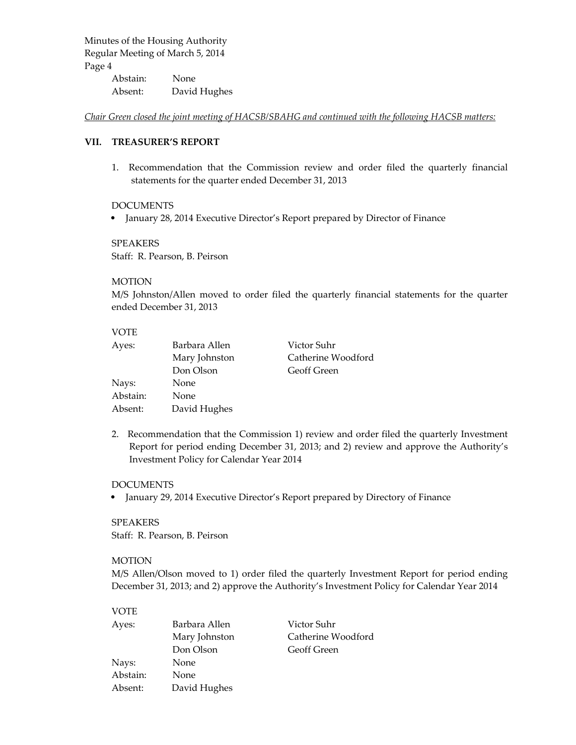Abstain: None
Absent: David Hughes

*Chair Green closed the joint meeting of HACSB/SBAHG and continued with the following HACSB matters:*

## VII. TREASURER'S REPORT

1. Recommendation that the Commission review and order filed the quarterly financial statements for the quarter ended December 31, 2013

DOCUMENTS

- January 28, 2014 Executive Director's Report prepared by Director of Finance

SPEAKERS
Staff: R. Pearson, B. Peirson

MOTION
M/S Johnston/Allen moved to order filed the quarterly financial statements for the quarter ended December 31, 2013

VOTE

| | | |
|---|---|---|
| Ayes: | Barbara Allen | Victor Suhr |
| | Mary Johnston | Catherine Woodford |
| | Don Olson | Geoff Green |
| Nays: | None | |
| Abstain: | None | |
| Absent: | David Hughes | |

2. Recommendation that the Commission 1) review and order filed the quarterly Investment Report for period ending December 31, 2013; and 2) review and approve the Authority's Investment Policy for Calendar Year 2014

DOCUMENTS

- January 29, 2014 Executive Director's Report prepared by Directory of Finance

SPEAKERS
Staff: R. Pearson, B. Peirson

MOTION
M/S Allen/Olson moved to 1) order filed the quarterly Investment Report for period ending December 31, 2013; and 2) approve the Authority's Investment Policy for Calendar Year 2014

VOTE

| | | |
|---|---|---|
| Ayes: | Barbara Allen | Victor Suhr |
| | Mary Johnston | Catherine Woodford |
| | Don Olson | Geoff Green |
| Nays: | None | |
| Abstain: | None | |
| Absent: | David Hughes | |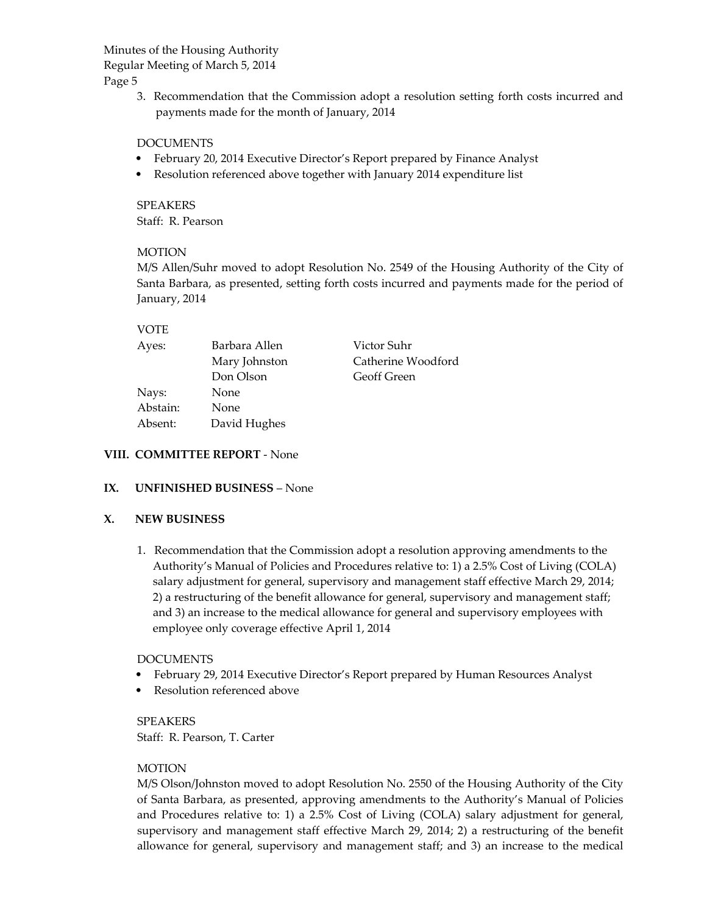3. Recommendation that the Commission adopt a resolution setting forth costs incurred and payments made for the month of January, 2014

DOCUMENTS

- February 20, 2014 Executive Director's Report prepared by Finance Analyst
- Resolution referenced above together with January 2014 expenditure list

SPEAKERS
Staff: R. Pearson

MOTION
M/S Allen/Suhr moved to adopt Resolution No. 2549 of the Housing Authority of the City of Santa Barbara, as presented, setting forth costs incurred and payments made for the period of January, 2014

VOTE

| | | |
|---|---|---|
| Ayes: | Barbara Allen | Victor Suhr |
| | Mary Johnston | Catherine Woodford |
| | Don Olson | Geoff Green |
| Nays: | None | |
| Abstain: | None | |
| Absent: | David Hughes | |

## VIII. COMMITTEE REPORT - None

## IX. UNFINISHED BUSINESS – None

## X. NEW BUSINESS

1. Recommendation that the Commission adopt a resolution approving amendments to the Authority's Manual of Policies and Procedures relative to: 1) a 2.5% Cost of Living (COLA) salary adjustment for general, supervisory and management staff effective March 29, 2014; 2) a restructuring of the benefit allowance for general, supervisory and management staff; and 3) an increase to the medical allowance for general and supervisory employees with employee only coverage effective April 1, 2014

DOCUMENTS

- February 29, 2014 Executive Director's Report prepared by Human Resources Analyst
- Resolution referenced above

SPEAKERS
Staff: R. Pearson, T. Carter

MOTION
M/S Olson/Johnston moved to adopt Resolution No. 2550 of the Housing Authority of the City of Santa Barbara, as presented, approving amendments to the Authority's Manual of Policies and Procedures relative to: 1) a 2.5% Cost of Living (COLA) salary adjustment for general, supervisory and management staff effective March 29, 2014; 2) a restructuring of the benefit allowance for general, supervisory and management staff; and 3) an increase to the medical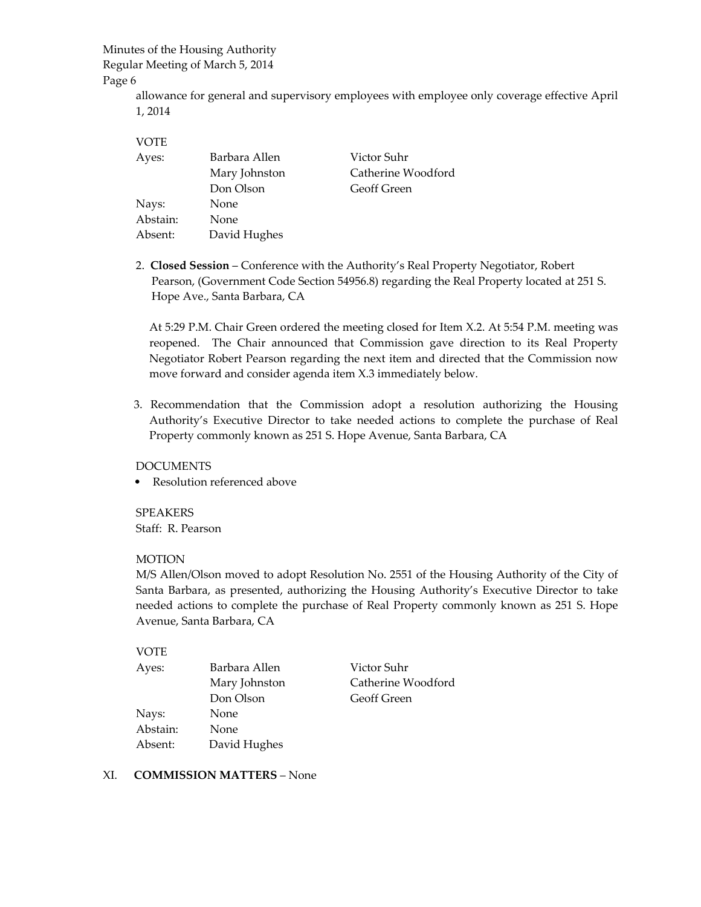allowance for general and supervisory employees with employee only coverage effective April 1, 2014

VOTE

| | | |
|---|---|---|
| Ayes: | Barbara Allen | Victor Suhr |
| | Mary Johnston | Catherine Woodford |
| | Don Olson | Geoff Green |
| Nays: | None | |
| Abstain: | None | |
| Absent: | David Hughes | |

2. **Closed Session** – Conference with the Authority's Real Property Negotiator, Robert Pearson, (Government Code Section 54956.8) regarding the Real Property located at 251 S. Hope Ave., Santa Barbara, CA

   At 5:29 P.M. Chair Green ordered the meeting closed for Item X.2. At 5:54 P.M. meeting was reopened. The Chair announced that Commission gave direction to its Real Property Negotiator Robert Pearson regarding the next item and directed that the Commission now move forward and consider agenda item X.3 immediately below.

3. Recommendation that the Commission adopt a resolution authorizing the Housing Authority's Executive Director to take needed actions to complete the purchase of Real Property commonly known as 251 S. Hope Avenue, Santa Barbara, CA

DOCUMENTS

- Resolution referenced above

SPEAKERS
Staff: R. Pearson

MOTION
M/S Allen/Olson moved to adopt Resolution No. 2551 of the Housing Authority of the City of Santa Barbara, as presented, authorizing the Housing Authority's Executive Director to take needed actions to complete the purchase of Real Property commonly known as 251 S. Hope Avenue, Santa Barbara, CA

VOTE

| | | |
|---|---|---|
| Ayes: | Barbara Allen | Victor Suhr |
| | Mary Johnston | Catherine Woodford |
| | Don Olson | Geoff Green |
| Nays: | None | |
| Abstain: | None | |
| Absent: | David Hughes | |

XI. **COMMISSION MATTERS** – None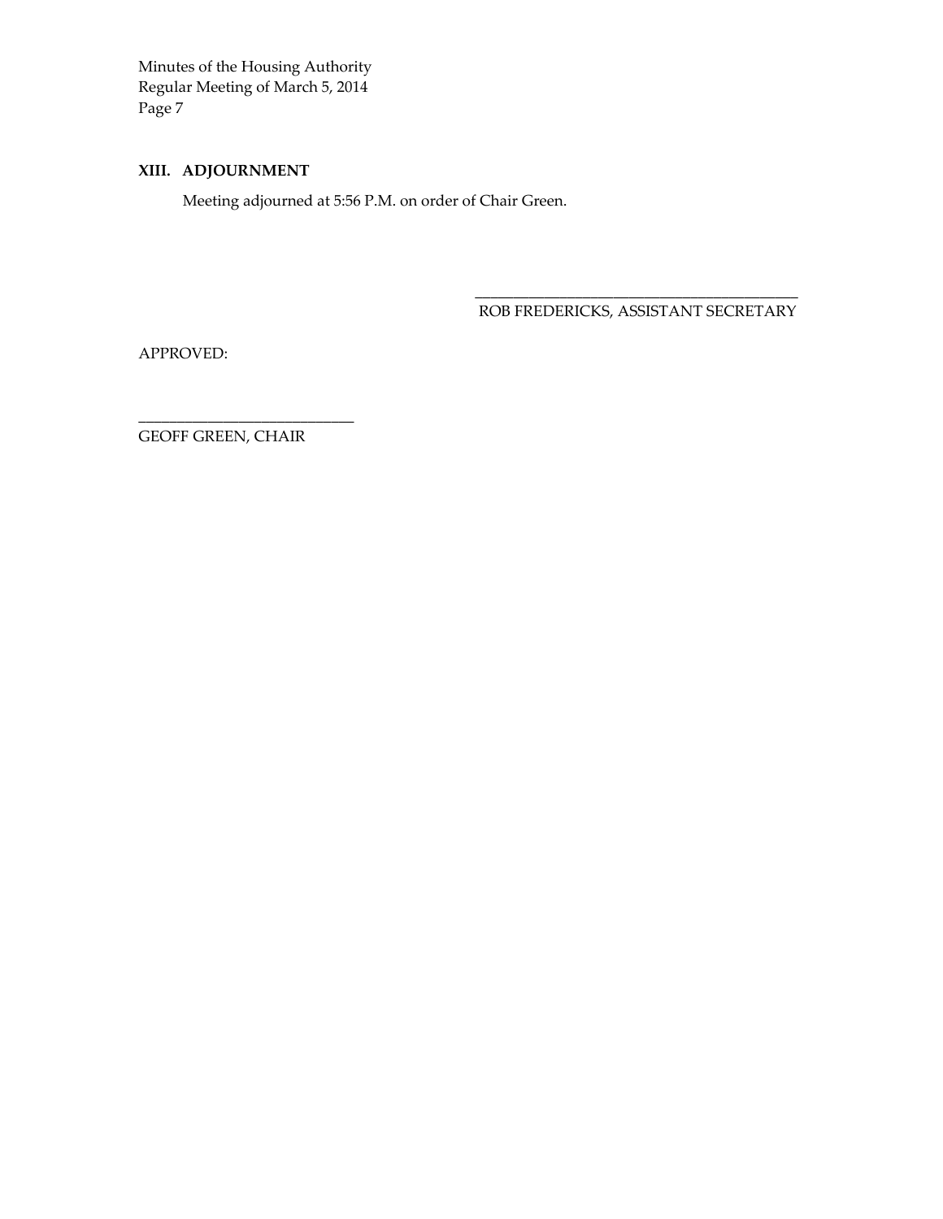## XIII. ADJOURNMENT

Meeting adjourned at 5:56 P.M. on order of Chair Green.

\_\_\_\_\_\_\_\_\_\_\_\_\_\_\_\_\_\_\_\_\_\_\_\_\_\_\_\_\_\_\_\_\_\_\_\_\_\_\_\_\_\_
ROB FREDERICKS, ASSISTANT SECRETARY

APPROVED:

\_\_\_\_\_\_\_\_\_\_\_\_\_\_\_\_\_\_\_\_\_\_\_\_\_\_\_\_
GEOFF GREEN, CHAIR